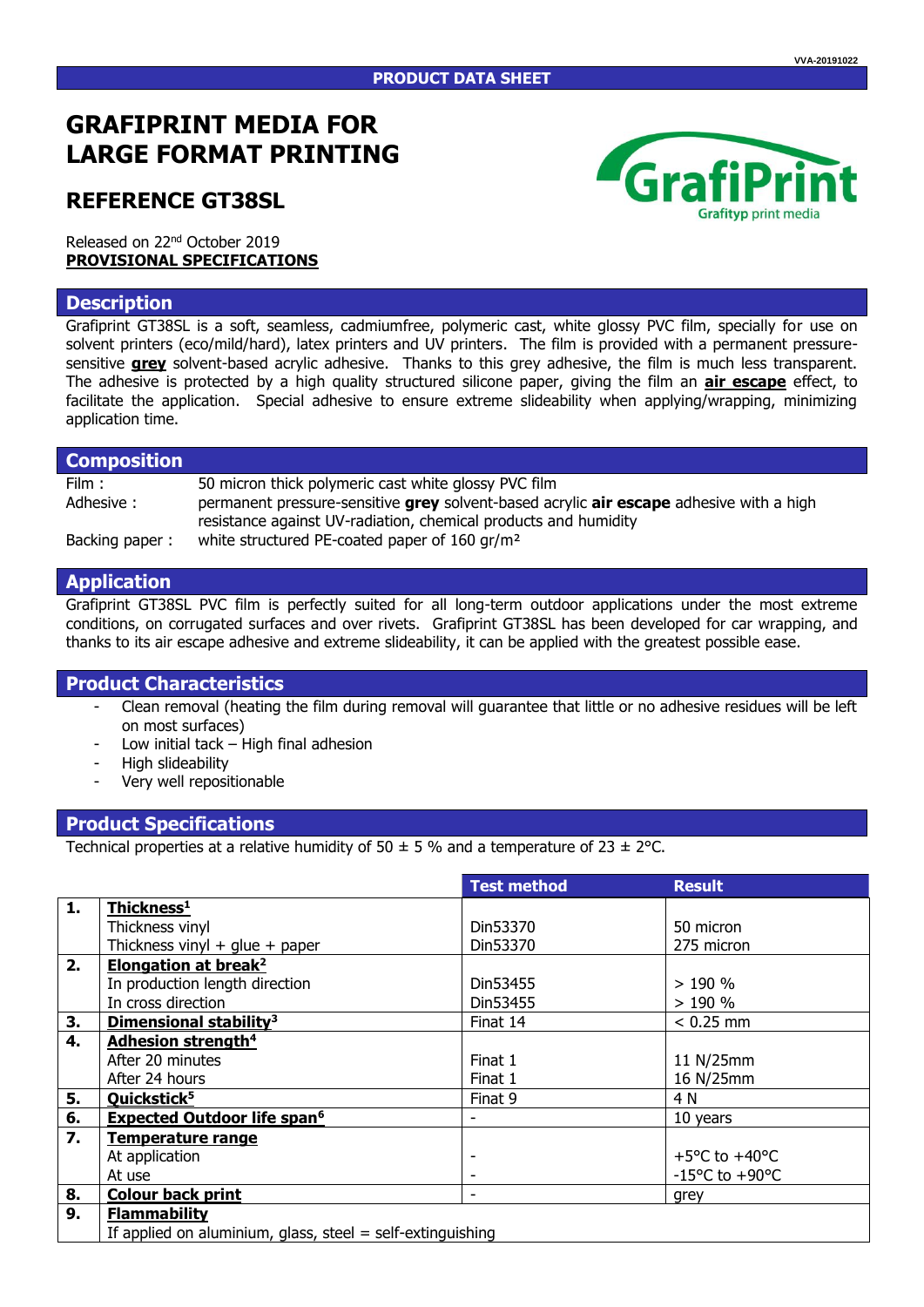VVA-20191022

**PRODUCT DATA SHEET**

# GRAFIPRINT MEDIA FOR LARGE FORMAT PRINTING

## REFERENCE GT38SL

GrafiPrint
Grafityp print media

Released on 22nd October 2019
**PROVISIONAL SPECIFICATIONS**

## Description

Grafiprint GT38SL is a soft, seamless, cadmiumfree, polymeric cast, white glossy PVC film, specially for use on solvent printers (eco/mild/hard), latex printers and UV printers. The film is provided with a permanent pressure-sensitive **grey** solvent-based acrylic adhesive. Thanks to this grey adhesive, the film is much less transparent. The adhesive is protected by a high quality structured silicone paper, giving the film an **air escape** effect, to facilitate the application. Special adhesive to ensure extreme slideability when applying/wrapping, minimizing application time.

## Composition

| | |
|---|---|
| Film : | 50 micron thick polymeric cast white glossy PVC film |
| Adhesive : | permanent pressure-sensitive **grey** solvent-based acrylic **air escape** adhesive with a high resistance against UV-radiation, chemical products and humidity |
| Backing paper : | white structured PE-coated paper of 160 gr/m² |

## Application

Grafiprint GT38SL PVC film is perfectly suited for all long-term outdoor applications under the most extreme conditions, on corrugated surfaces and over rivets. Grafiprint GT38SL has been developed for car wrapping, and thanks to its air escape adhesive and extreme slideability, it can be applied with the greatest possible ease.

## Product Characteristics

- Clean removal (heating the film during removal will guarantee that little or no adhesive residues will be left on most surfaces)
- Low initial tack – High final adhesion
- High slideability
- Very well repositionable

## Product Specifications

Technical properties at a relative humidity of 50 ± 5 % and a temperature of 23 ± 2°C.

| | | Test method | Result |
|---|---|---|---|
| **1.** | **Thickness[1]** | | |
| | Thickness vinyl | Din53370 | 50 micron |
| | Thickness vinyl + glue + paper | Din53370 | 275 micron |
| **2.** | **Elongation at break[2]** | | |
| | In production length direction | Din53455 | > 190 % |
| | In cross direction | Din53455 | > 190 % |
| **3.** | **Dimensional stability[3]** | Finat 14 | < 0.25 mm |
| **4.** | **Adhesion strength[4]** | | |
| | After 20 minutes | Finat 1 | 11 N/25mm |
| | After 24 hours | Finat 1 | 16 N/25mm |
| **5.** | **Quickstick[5]** | Finat 9 | 4 N |
| **6.** | **Expected Outdoor life span[6]** | - | 10 years |
| **7.** | **Temperature range** | | |
| | At application | - | +5°C to +40°C |
| | At use | - | -15°C to +90°C |
| **8.** | **Colour back print** | - | grey |
| **9.** | **Flammability** | | |
| | If applied on aluminium, glass, steel = self-extinguishing | | |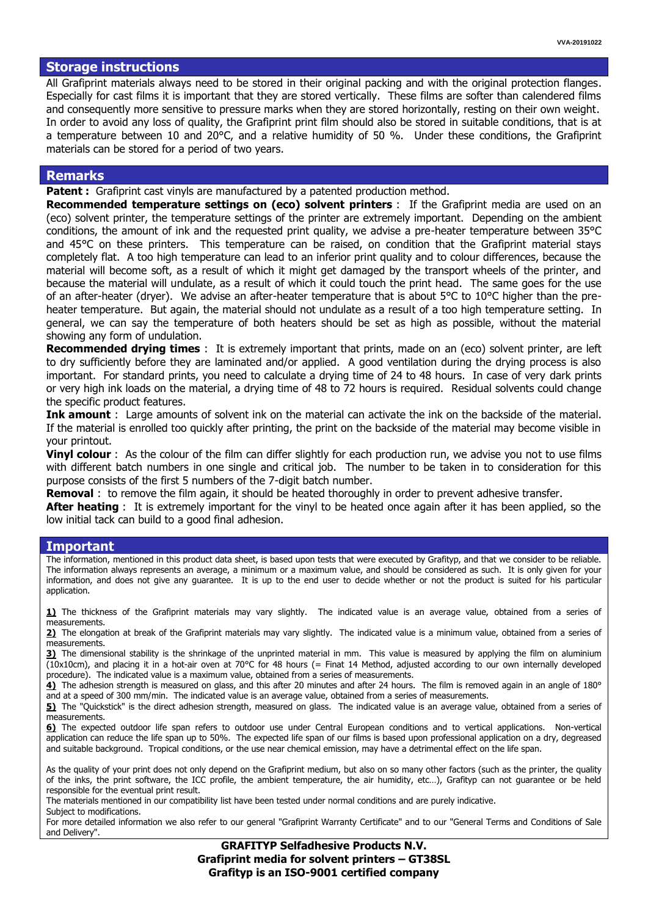## Storage instructions

All Grafiprint materials always need to be stored in their original packing and with the original protection flanges. Especially for cast films it is important that they are stored vertically. These films are softer than calendered films and consequently more sensitive to pressure marks when they are stored horizontally, resting on their own weight. In order to avoid any loss of quality, the Grafiprint print film should also be stored in suitable conditions, that is at a temperature between 10 and 20°C, and a relative humidity of 50 %. Under these conditions, the Grafiprint materials can be stored for a period of two years.

## Remarks

**Patent :** Grafiprint cast vinyls are manufactured by a patented production method.

**Recommended temperature settings on (eco) solvent printers** : If the Grafiprint media are used on an (eco) solvent printer, the temperature settings of the printer are extremely important. Depending on the ambient conditions, the amount of ink and the requested print quality, we advise a pre-heater temperature between 35°C and 45°C on these printers. This temperature can be raised, on condition that the Grafiprint material stays completely flat. A too high temperature can lead to an inferior print quality and to colour differences, because the material will become soft, as a result of which it might get damaged by the transport wheels of the printer, and because the material will undulate, as a result of which it could touch the print head. The same goes for the use of an after-heater (dryer). We advise an after-heater temperature that is about 5°C to 10°C higher than the pre-heater temperature. But again, the material should not undulate as a result of a too high temperature setting. In general, we can say the temperature of both heaters should be set as high as possible, without the material showing any form of undulation.

**Recommended drying times** : It is extremely important that prints, made on an (eco) solvent printer, are left to dry sufficiently before they are laminated and/or applied. A good ventilation during the drying process is also important. For standard prints, you need to calculate a drying time of 24 to 48 hours. In case of very dark prints or very high ink loads on the material, a drying time of 48 to 72 hours is required. Residual solvents could change the specific product features.

**Ink amount** : Large amounts of solvent ink on the material can activate the ink on the backside of the material. If the material is enrolled too quickly after printing, the print on the backside of the material may become visible in your printout.

**Vinyl colour** : As the colour of the film can differ slightly for each production run, we advise you not to use films with different batch numbers in one single and critical job. The number to be taken in to consideration for this purpose consists of the first 5 numbers of the 7-digit batch number.

**Removal** : to remove the film again, it should be heated thoroughly in order to prevent adhesive transfer.

**After heating** : It is extremely important for the vinyl to be heated once again after it has been applied, so the low initial tack can build to a good final adhesion.

## Important

The information, mentioned in this product data sheet, is based upon tests that were executed by Grafityp, and that we consider to be reliable. The information always represents an average, a minimum or a maximum value, and should be considered as such. It is only given for your information, and does not give any guarantee. It is up to the end user to decide whether or not the product is suited for his particular application.

**1)** The thickness of the Grafiprint materials may vary slightly. The indicated value is an average value, obtained from a series of measurements.

**2)** The elongation at break of the Grafiprint materials may vary slightly. The indicated value is a minimum value, obtained from a series of measurements.

**3)** The dimensional stability is the shrinkage of the unprinted material in mm. This value is measured by applying the film on aluminium (10x10cm), and placing it in a hot-air oven at 70°C for 48 hours (= Finat 14 Method, adjusted according to our own internally developed procedure). The indicated value is a maximum value, obtained from a series of measurements.

**4)** The adhesion strength is measured on glass, and this after 20 minutes and after 24 hours. The film is removed again in an angle of 180° and at a speed of 300 mm/min. The indicated value is an average value, obtained from a series of measurements.

**5)** The "Quickstick" is the direct adhesion strength, measured on glass. The indicated value is an average value, obtained from a series of measurements.

**6)** The expected outdoor life span refers to outdoor use under Central European conditions and to vertical applications. Non-vertical application can reduce the life span up to 50%. The expected life span of our films is based upon professional application on a dry, degreased and suitable background. Tropical conditions, or the use near chemical emission, may have a detrimental effect on the life span.

As the quality of your print does not only depend on the Grafiprint medium, but also on so many other factors (such as the printer, the quality of the inks, the print software, the ICC profile, the ambient temperature, the air humidity, etc…), Grafityp can not guarantee or be held responsible for the eventual print result.

The materials mentioned in our compatibility list have been tested under normal conditions and are purely indicative.

Subject to modifications.

For more detailed information we also refer to our general "Grafiprint Warranty Certificate" and to our "General Terms and Conditions of Sale and Delivery".

**GRAFITYP Selfadhesive Products N.V.**
**Grafiprint media for solvent printers – GT38SL**
**Grafityp is an ISO-9001 certified company**